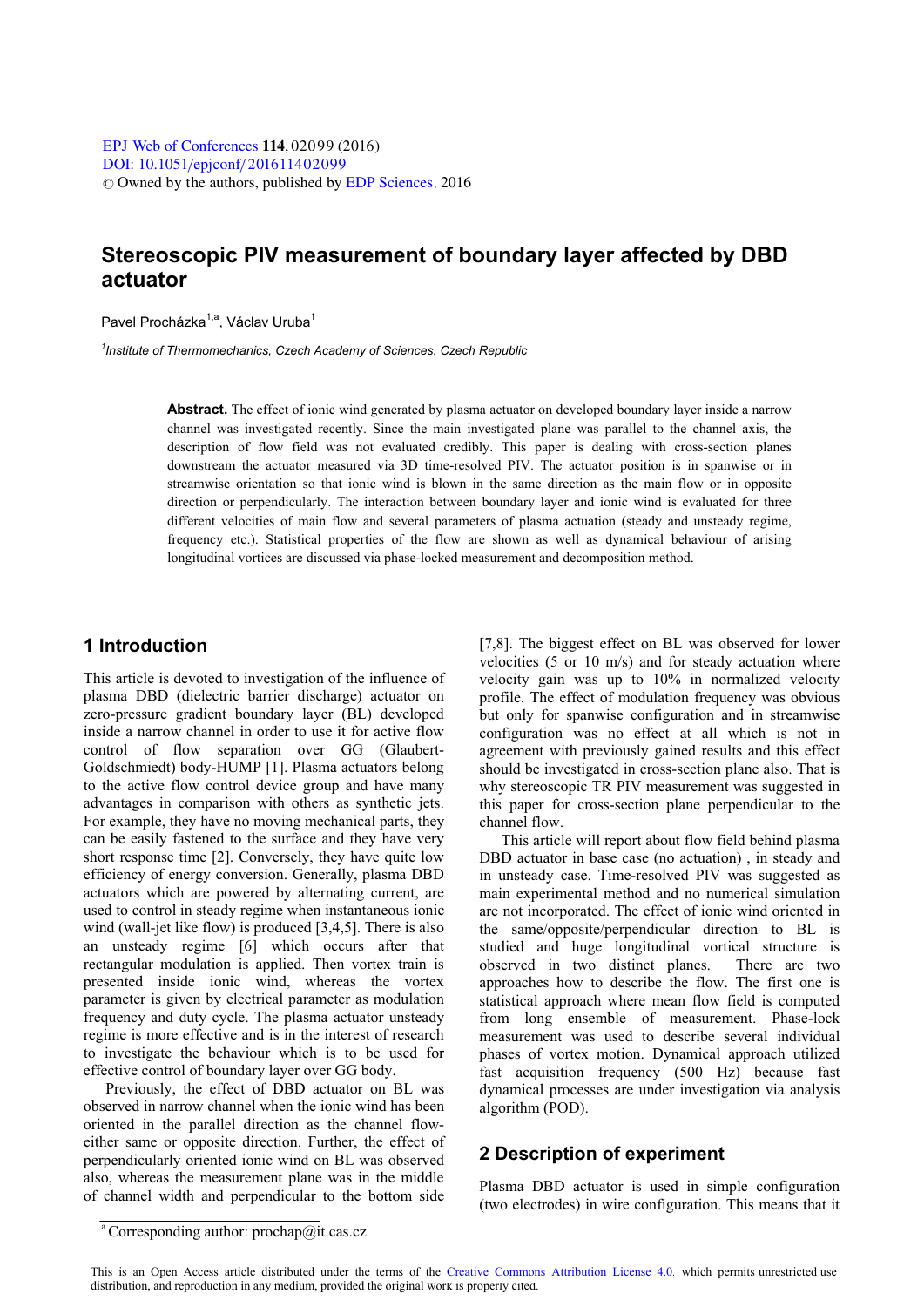# Stereoscopic PIV measurement of boundary layer affected by DBD actuator

Pavel Procházka[1,a], Václav Uruba[1]

*[1]Institute of Thermomechanics, Czech Academy of Sciences, Czech Republic*

**Abstract.** The effect of ionic wind generated by plasma actuator on developed boundary layer inside a narrow channel was investigated recently. Since the main investigated plane was parallel to the channel axis, the description of flow field was not evaluated credibly. This paper is dealing with cross-section planes downstream the actuator measured via 3D time-resolved PIV. The actuator position is in spanwise or in streamwise orientation so that ionic wind is blown in the same direction as the main flow or in opposite direction or perpendicularly. The interaction between boundary layer and ionic wind is evaluated for three different velocities of main flow and several parameters of plasma actuation (steady and unsteady regime, frequency etc.). Statistical properties of the flow are shown as well as dynamical behaviour of arising longitudinal vortices are discussed via phase-locked measurement and decomposition method.

## 1 Introduction

This article is devoted to investigation of the influence of plasma DBD (dielectric barrier discharge) actuator on zero-pressure gradient boundary layer (BL) developed inside a narrow channel in order to use it for active flow control of flow separation over GG (Glaubert-Goldschmiedt) body-HUMP [1]. Plasma actuators belong to the active flow control device group and have many advantages in comparison with others as synthetic jets. For example, they have no moving mechanical parts, they can be easily fastened to the surface and they have very short response time [2]. Conversely, they have quite low efficiency of energy conversion. Generally, plasma DBD actuators which are powered by alternating current, are used to control in steady regime when instantaneous ionic wind (wall-jet like flow) is produced [3,4,5]. There is also an unsteady regime [6] which occurs after that rectangular modulation is applied. Then vortex train is presented inside ionic wind, whereas the vortex parameter is given by electrical parameter as modulation frequency and duty cycle. The plasma actuator unsteady regime is more effective and is in the interest of research to investigate the behaviour which is to be used for effective control of boundary layer over GG body.

Previously, the effect of DBD actuator on BL was observed in narrow channel when the ionic wind has been oriented in the parallel direction as the channel flow-either same or opposite direction. Further, the effect of perpendicularly oriented ionic wind on BL was observed also, whereas the measurement plane was in the middle of channel width and perpendicular to the bottom side [7,8]. The biggest effect on BL was observed for lower velocities (5 or 10 m/s) and for steady actuation where velocity gain was up to 10% in normalized velocity profile. The effect of modulation frequency was obvious but only for spanwise configuration and in streamwise configuration was no effect at all which is not in agreement with previously gained results and this effect should be investigated in cross-section plane also. That is why stereoscopic TR PIV measurement was suggested in this paper for cross-section plane perpendicular to the channel flow.

This article will report about flow field behind plasma DBD actuator in base case (no actuation) , in steady and in unsteady case. Time-resolved PIV was suggested as main experimental method and no numerical simulation are not incorporated. The effect of ionic wind oriented in the same/opposite/perpendicular direction to BL is studied and huge longitudinal vortical structure is observed in two distinct planes. There are two approaches how to describe the flow. The first one is statistical approach where mean flow field is computed from long ensemble of measurement. Phase-lock measurement was used to describe several individual phases of vortex motion. Dynamical approach utilized fast acquisition frequency (500 Hz) because fast dynamical processes are under investigation via analysis algorithm (POD).

## 2 Description of experiment

Plasma DBD actuator is used in simple configuration (two electrodes) in wire configuration. This means that it

[a] Corresponding author: prochap@it.cas.cz

This is an Open Access article distributed under the terms of the Creative Commons Attribution License 4.0, which permits unrestricted use distribution, and reproduction in any medium, provided the original work is properly cited.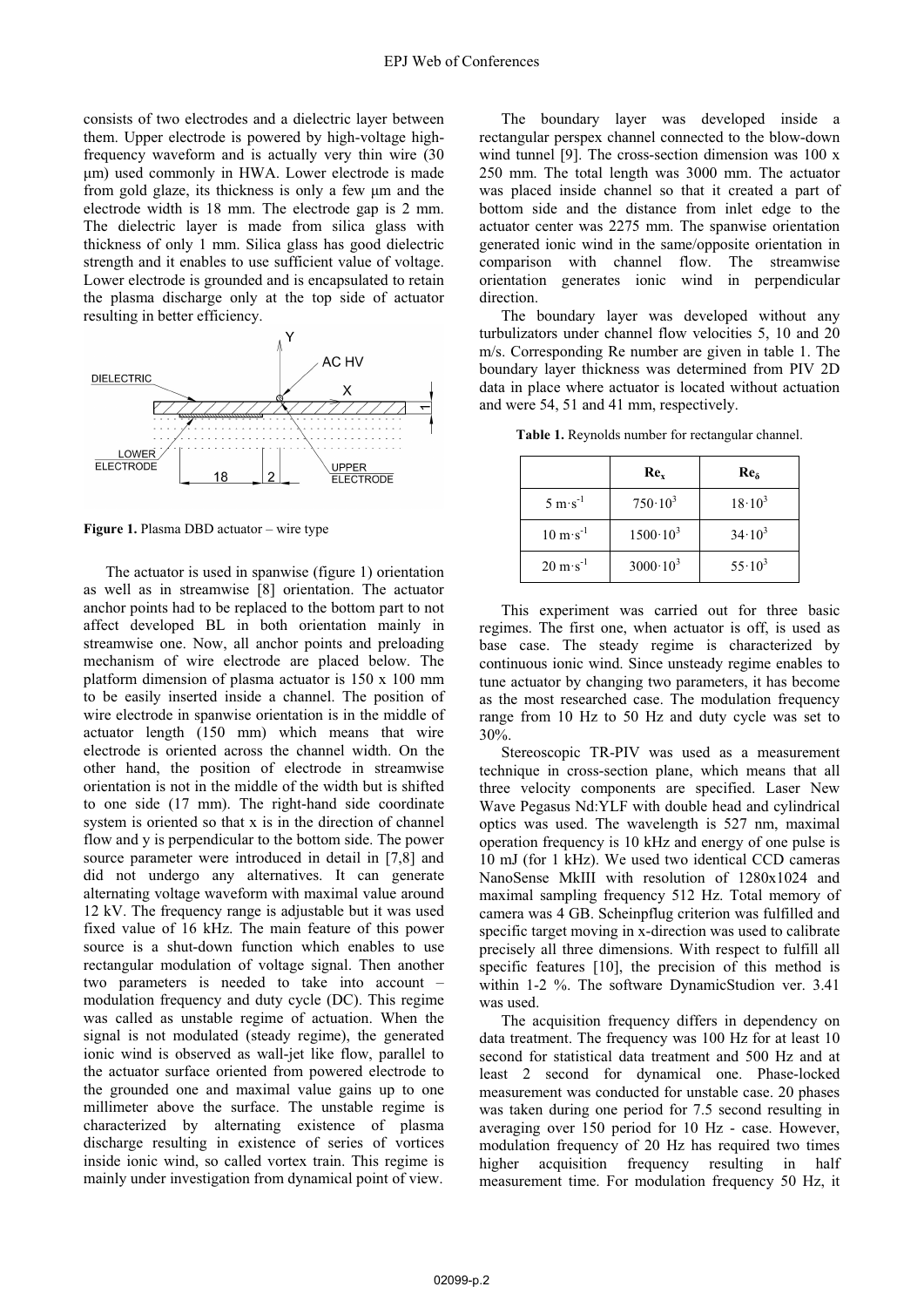consists of two electrodes and a dielectric layer between them. Upper electrode is powered by high-voltage high-frequency waveform and is actually very thin wire (30 μm) used commonly in HWA. Lower electrode is made from gold glaze, its thickness is only a few μm and the electrode width is 18 mm. The electrode gap is 2 mm. The dielectric layer is made from silica glass with thickness of only 1 mm. Silica glass has good dielectric strength and it enables to use sufficient value of voltage. Lower electrode is grounded and is encapsulated to retain the plasma discharge only at the top side of actuator resulting in better efficiency.

**Figure 1.** Plasma DBD actuator – wire type

The actuator is used in spanwise (figure 1) orientation as well as in streamwise [8] orientation. The actuator anchor points had to be replaced to the bottom part to not affect developed BL in both orientation mainly in streamwise one. Now, all anchor points and preloading mechanism of wire electrode are placed below. The platform dimension of plasma actuator is 150 x 100 mm to be easily inserted inside a channel. The position of wire electrode in spanwise orientation is in the middle of actuator length (150 mm) which means that wire electrode is oriented across the channel width. On the other hand, the position of electrode in streamwise orientation is not in the middle of the width but is shifted to one side (17 mm). The right-hand side coordinate system is oriented so that x is in the direction of channel flow and y is perpendicular to the bottom side. The power source parameter were introduced in detail in [7,8] and did not undergo any alternatives. It can generate alternating voltage waveform with maximal value around 12 kV. The frequency range is adjustable but it was used fixed value of 16 kHz. The main feature of this power source is a shut-down function which enables to use rectangular modulation of voltage signal. Then another two parameters is needed to take into account – modulation frequency and duty cycle (DC). This regime was called as unstable regime of actuation. When the signal is not modulated (steady regime), the generated ionic wind is observed as wall-jet like flow, parallel to the actuator surface oriented from powered electrode to the grounded one and maximal value gains up to one millimeter above the surface. The unstable regime is characterized by alternating existence of plasma discharge resulting in existence of series of vortices inside ionic wind, so called vortex train. This regime is mainly under investigation from dynamical point of view.

The boundary layer was developed inside a rectangular perspex channel connected to the blow-down wind tunnel [9]. The cross-section dimension was 100 x 250 mm. The total length was 3000 mm. The actuator was placed inside channel so that it created a part of bottom side and the distance from inlet edge to the actuator center was 2275 mm. The spanwise orientation generated ionic wind in the same/opposite orientation in comparison with channel flow. The streamwise orientation generates ionic wind in perpendicular direction.

The boundary layer was developed without any turbulizators under channel flow velocities 5, 10 and 20 m/s. Corresponding Re number are given in table 1. The boundary layer thickness was determined from PIV 2D data in place where actuator is located without actuation and were 54, 51 and 41 mm, respectively.

**Table 1.** Reynolds number for rectangular channel.

| | $Re_x$ | $Re_\delta$ |
|---|---|---|
| $5\ m{\cdot}s^{-1}$ | $750{\cdot}10^3$ | $18{\cdot}10^3$ |
| $10\ m{\cdot}s^{-1}$ | $1500{\cdot}10^3$ | $34{\cdot}10^3$ |
| $20\ m{\cdot}s^{-1}$ | $3000{\cdot}10^3$ | $55{\cdot}10^3$ |

This experiment was carried out for three basic regimes. The first one, when actuator is off, is used as base case. The steady regime is characterized by continuous ionic wind. Since unsteady regime enables to tune actuator by changing two parameters, it has become as the most researched case. The modulation frequency range from 10 Hz to 50 Hz and duty cycle was set to 30%.

Stereoscopic TR-PIV was used as a measurement technique in cross-section plane, which means that all three velocity components are specified. Laser New Wave Pegasus Nd:YLF with double head and cylindrical optics was used. The wavelength is 527 nm, maximal operation frequency is 10 kHz and energy of one pulse is 10 mJ (for 1 kHz). We used two identical CCD cameras NanoSense MkIII with resolution of 1280x1024 and maximal sampling frequency 512 Hz. Total memory of camera was 4 GB. Scheinpflug criterion was fulfilled and specific target moving in x-direction was used to calibrate precisely all three dimensions. With respect to fulfill all specific features [10], the precision of this method is within 1-2 %. The software DynamicStudion ver. 3.41 was used.

The acquisition frequency differs in dependency on data treatment. The frequency was 100 Hz for at least 10 second for statistical data treatment and 500 Hz and at least 2 second for dynamical one. Phase-locked measurement was conducted for unstable case. 20 phases was taken during one period for 7.5 second resulting in averaging over 150 period for 10 Hz - case. However, modulation frequency of 20 Hz has required two times higher acquisition frequency resulting in half measurement time. For modulation frequency 50 Hz, it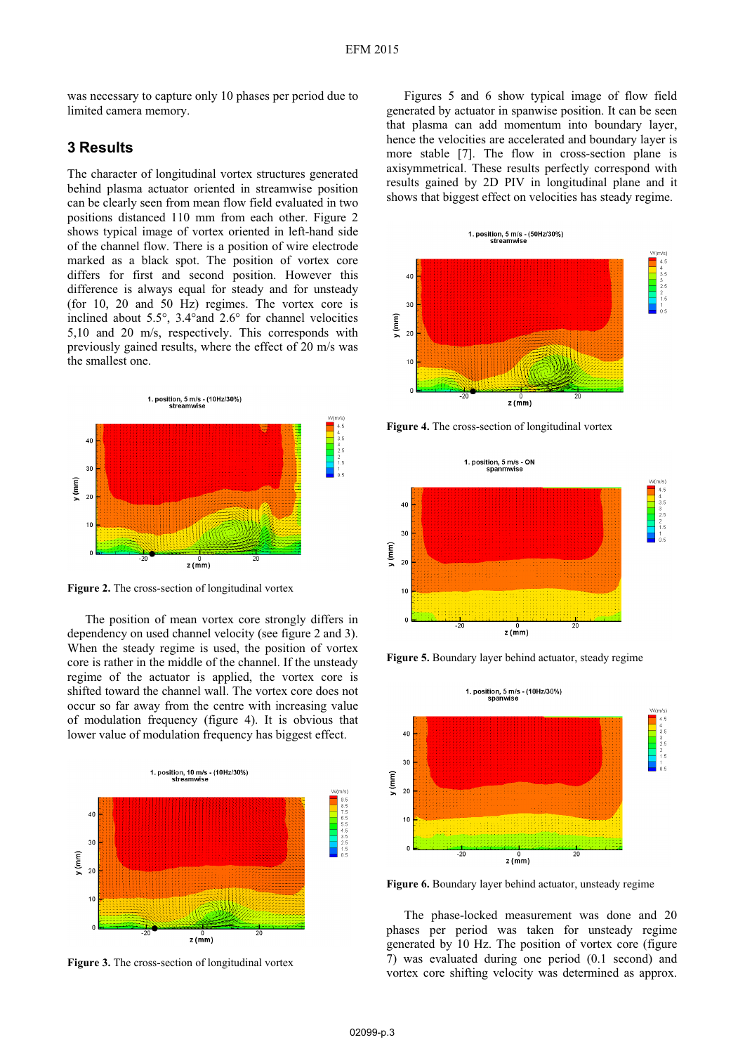was necessary to capture only 10 phases per period due to limited camera memory.

## 3 Results

The character of longitudinal vortex structures generated behind plasma actuator oriented in streamwise position can be clearly seen from mean flow field evaluated in two positions distanced 110 mm from each other. Figure 2 shows typical image of vortex oriented in left-hand side of the channel flow. There is a position of wire electrode marked as a black spot. The position of vortex core differs for first and second position. However this difference is always equal for steady and for unsteady (for 10, 20 and 50 Hz) regimes. The vortex core is inclined about 5.5°, 3.4°and 2.6° for channel velocities 5,10 and 20 m/s, respectively. This corresponds with previously gained results, where the effect of 20 m/s was the smallest one.

**Figure 2.** The cross-section of longitudinal vortex

The position of mean vortex core strongly differs in dependency on used channel velocity (see figure 2 and 3). When the steady regime is used, the position of vortex core is rather in the middle of the channel. If the unsteady regime of the actuator is applied, the vortex core is shifted toward the channel wall. The vortex core does not occur so far away from the centre with increasing value of modulation frequency (figure 4). It is obvious that lower value of modulation frequency has biggest effect.

**Figure 3.** The cross-section of longitudinal vortex

Figures 5 and 6 show typical image of flow field generated by actuator in spanwise position. It can be seen that plasma can add momentum into boundary layer, hence the velocities are accelerated and boundary layer is more stable [7]. The flow in cross-section plane is axisymmetrical. These results perfectly correspond with results gained by 2D PIV in longitudinal plane and it shows that biggest effect on velocities has steady regime.

**Figure 4.** The cross-section of longitudinal vortex

**Figure 5.** Boundary layer behind actuator, steady regime

**Figure 6.** Boundary layer behind actuator, unsteady regime

The phase-locked measurement was done and 20 phases per period was taken for unsteady regime generated by 10 Hz. The position of vortex core (figure 7) was evaluated during one period (0.1 second) and vortex core shifting velocity was determined as approx.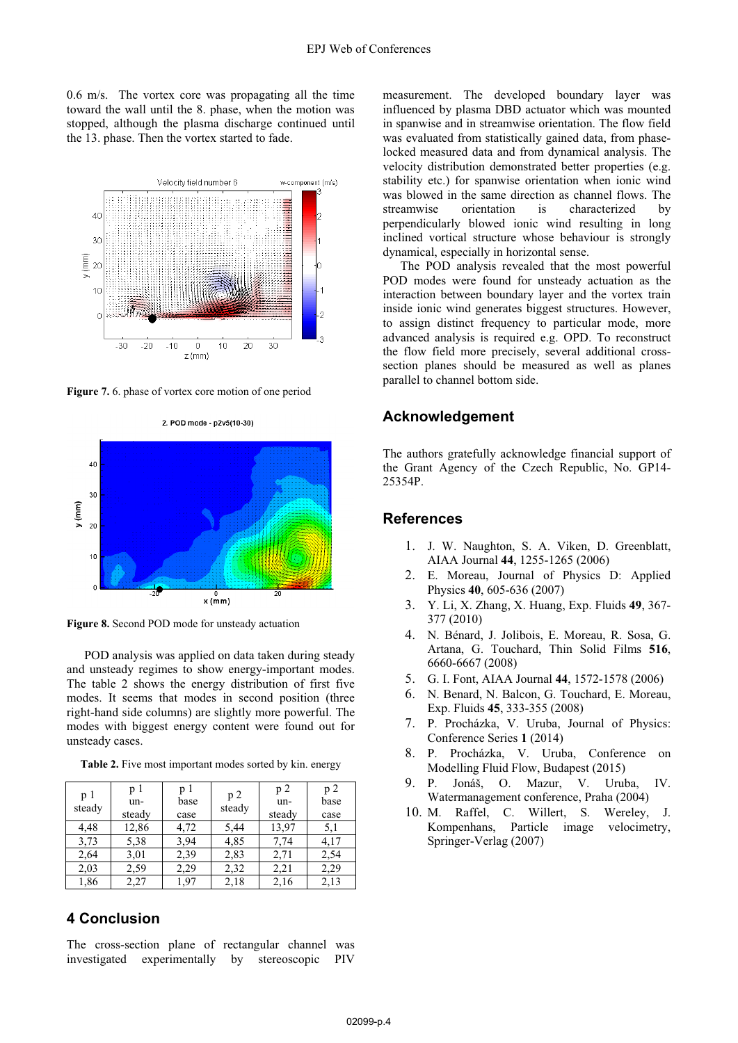0.6 m/s. The vortex core was propagating all the time toward the wall until the 8. phase, when the motion was stopped, although the plasma discharge continued until the 13. phase. Then the vortex started to fade.

Velocity field number 6

w-component (m/s)

y (mm)

z (mm)

**Figure 7.** 6. phase of vortex core motion of one period

2. POD mode - p2v5(10-30)

y (mm)

x (mm)

**Figure 8.** Second POD mode for unsteady actuation

POD analysis was applied on data taken during steady and unsteady regimes to show energy-important modes. The table 2 shows the energy distribution of first five modes. It seems that modes in second position (three right-hand side columns) are slightly more powerful. The modes with biggest energy content were found out for unsteady cases.

**Table 2.** Five most important modes sorted by kin. energy

| p 1 steady | p 1 un-steady | p 1 base case | p 2 steady | p 2 un-steady | p 2 base case |
|---|---|---|---|---|---|
| 4,48 | 12,86 | 4,72 | 5,44 | 13,97 | 5,1 |
| 3,73 | 5,38 | 3,94 | 4,85 | 7,74 | 4,17 |
| 2,64 | 3,01 | 2,39 | 2,83 | 2,71 | 2,54 |
| 2,03 | 2,59 | 2,29 | 2,32 | 2,21 | 2,29 |
| 1,86 | 2,27 | 1,97 | 2,18 | 2,16 | 2,13 |

## 4 Conclusion

The cross-section plane of rectangular channel was investigated experimentally by stereoscopic PIV measurement. The developed boundary layer was influenced by plasma DBD actuator which was mounted in spanwise and in streamwise orientation. The flow field was evaluated from statistically gained data, from phase-locked measured data and from dynamical analysis. The velocity distribution demonstrated better properties (e.g. stability etc.) for spanwise orientation when ionic wind was blowed in the same direction as channel flows. The streamwise orientation is characterized by perpendicularly blowed ionic wind resulting in long inclined vortical structure whose behaviour is strongly dynamical, especially in horizontal sense.

The POD analysis revealed that the most powerful POD modes were found for unsteady actuation as the interaction between boundary layer and the vortex train inside ionic wind generates biggest structures. However, to assign distinct frequency to particular mode, more advanced analysis is required e.g. OPD. To reconstruct the flow field more precisely, several additional cross-section planes should be measured as well as planes parallel to channel bottom side.

## Acknowledgement

The authors gratefully acknowledge financial support of the Grant Agency of the Czech Republic, No. GP14-25354P.

## References

1. J. W. Naughton, S. A. Viken, D. Greenblatt, AIAA Journal **44**, 1255-1265 (2006)
2. E. Moreau, Journal of Physics D: Applied Physics **40**, 605-636 (2007)
3. Y. Li, X. Zhang, X. Huang, Exp. Fluids **49**, 367-377 (2010)
4. N. Bénard, J. Jolibois, E. Moreau, R. Sosa, G. Artana, G. Touchard, Thin Solid Films **516**, 6660-6667 (2008)
5. G. I. Font, AIAA Journal **44**, 1572-1578 (2006)
6. N. Benard, N. Balcon, G. Touchard, E. Moreau, Exp. Fluids **45**, 333-355 (2008)
7. P. Procházka, V. Uruba, Journal of Physics: Conference Series **1** (2014)
8. P. Procházka, V. Uruba, Conference on Modelling Fluid Flow, Budapest (2015)
9. P. Jonáš, O. Mazur, V. Uruba, IV. Watermanagement conference, Praha (2004)
10. M. Raffel, C. Willert, S. Wereley, J. Kompenhans, Particle image velocimetry, Springer-Verlag (2007)